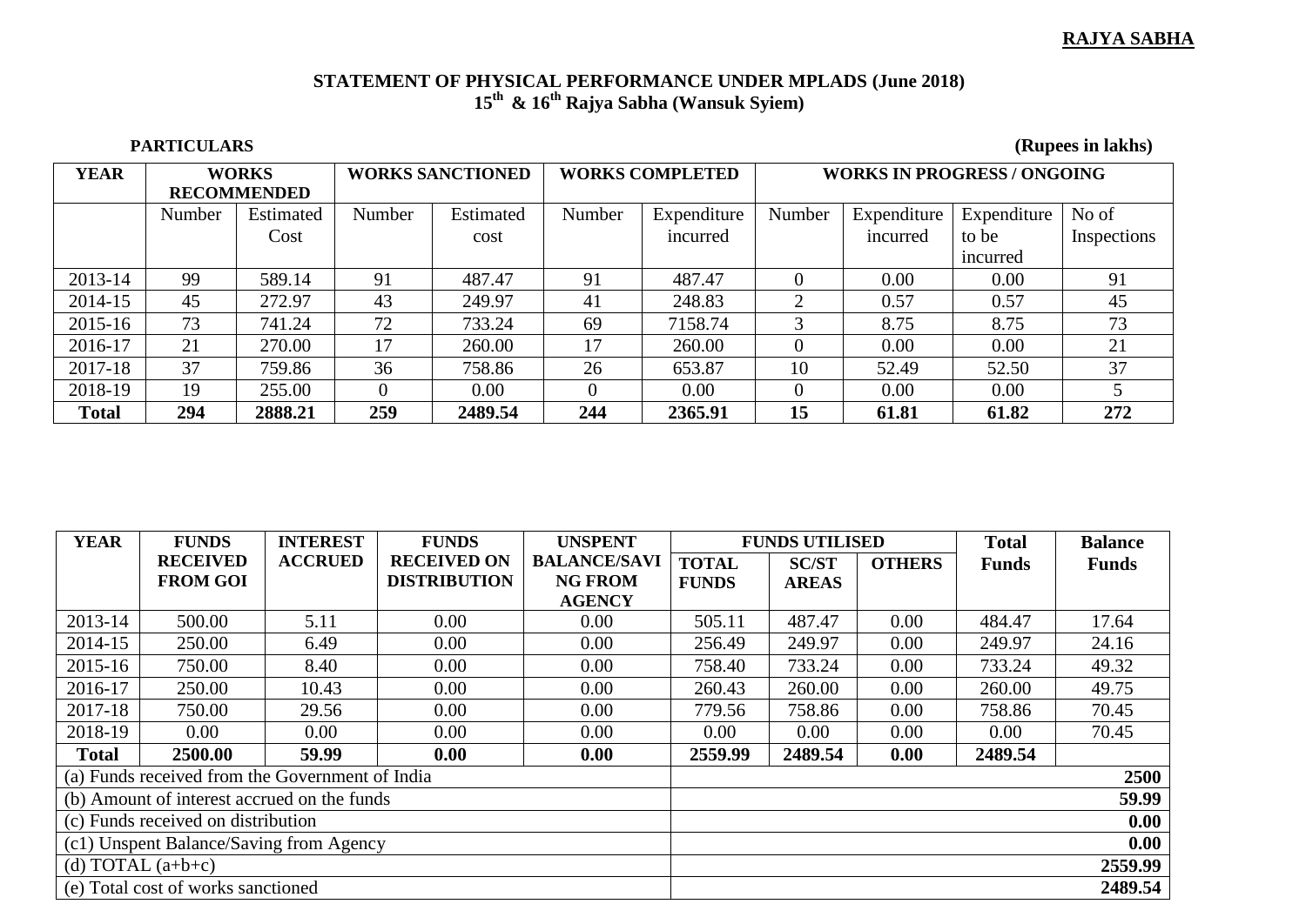**RAJYA SABHA**

# STATEMENT OF PHYSICAL PERFORMANCE UNDER MPLADS (June 2018)

## 15th & 16th Rajya Sabha (Wansuk Syiem)

**PARTICULARS** **(Rupees in lakhs)**

| YEAR | WORKS RECOMMENDED | | WORKS SANCTIONED | | WORKS COMPLETED | | WORKS IN PROGRESS / ONGOING | | | |
|---|---|---|---|---|---|---|---|---|---|---|
| | Number | Estimated Cost | Number | Estimated cost | Number | Expenditure incurred | Number | Expenditure incurred | Expenditure to be incurred | No of Inspections |
| 2013-14 | 99 | 589.14 | 91 | 487.47 | 91 | 487.47 | 0 | 0.00 | 0.00 | 91 |
| 2014-15 | 45 | 272.97 | 43 | 249.97 | 41 | 248.83 | 2 | 0.57 | 0.57 | 45 |
| 2015-16 | 73 | 741.24 | 72 | 733.24 | 69 | 7158.74 | 3 | 8.75 | 8.75 | 73 |
| 2016-17 | 21 | 270.00 | 17 | 260.00 | 17 | 260.00 | 0 | 0.00 | 0.00 | 21 |
| 2017-18 | 37 | 759.86 | 36 | 758.86 | 26 | 653.87 | 10 | 52.49 | 52.50 | 37 |
| 2018-19 | 19 | 255.00 | 0 | 0.00 | 0 | 0.00 | 0 | 0.00 | 0.00 | 5 |
| **Total** | **294** | **2888.21** | **259** | **2489.54** | **244** | **2365.91** | **15** | **61.81** | **61.82** | **272** |

| YEAR | FUNDS RECEIVED FROM GOI | INTEREST ACCRUED | FUNDS RECEIVED ON DISTRIBUTION | UNSPENT BALANCE/SAVING FROM AGENCY | FUNDS UTILISED | | | Total Funds | Balance Funds |
|---|---|---|---|---|---|---|---|---|---|
| | | | | | TOTAL FUNDS | SC/ST AREAS | OTHERS | | |
| 2013-14 | 500.00 | 5.11 | 0.00 | 0.00 | 505.11 | 487.47 | 0.00 | 484.47 | 17.64 |
| 2014-15 | 250.00 | 6.49 | 0.00 | 0.00 | 256.49 | 249.97 | 0.00 | 249.97 | 24.16 |
| 2015-16 | 750.00 | 8.40 | 0.00 | 0.00 | 758.40 | 733.24 | 0.00 | 733.24 | 49.32 |
| 2016-17 | 250.00 | 10.43 | 0.00 | 0.00 | 260.43 | 260.00 | 0.00 | 260.00 | 49.75 |
| 2017-18 | 750.00 | 29.56 | 0.00 | 0.00 | 779.56 | 758.86 | 0.00 | 758.86 | 70.45 |
| 2018-19 | 0.00 | 0.00 | 0.00 | 0.00 | 0.00 | 0.00 | 0.00 | 0.00 | 70.45 |
| **Total** | **2500.00** | **59.99** | **0.00** | **0.00** | **2559.99** | **2489.54** | **0.00** | **2489.54** | |

| Particulars | Amount |
|---|---|
| (a) Funds received from the Government of India | **2500** |
| (b) Amount of interest accrued on the funds | **59.99** |
| (c) Funds received on distribution | **0.00** |
| (c1) Unspent Balance/Saving from Agency | **0.00** |
| (d) TOTAL (a+b+c) | **2559.99** |
| (e) Total cost of works sanctioned | **2489.54** |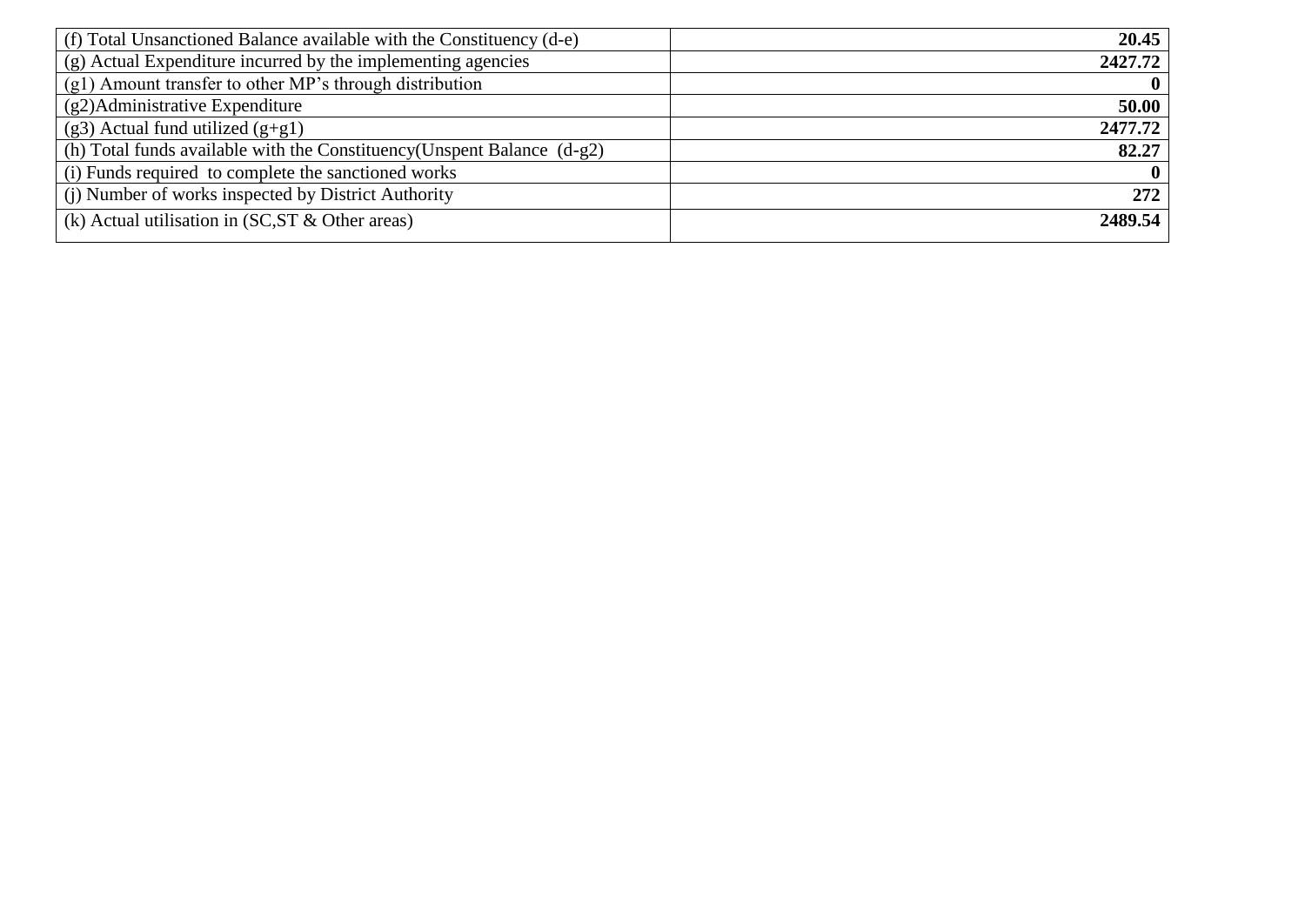| | |
|---|---|
| (f) Total Unsanctioned Balance available with the Constituency (d-e) | **20.45** |
| (g) Actual Expenditure incurred by the implementing agencies | **2427.72** |
| (g1) Amount transfer to other MP's through distribution | **0** |
| (g2)Administrative Expenditure | **50.00** |
| (g3) Actual fund utilized (g+g1) | **2477.72** |
| (h) Total funds available with the Constituency(Unspent Balance (d-g2) | **82.27** |
| (i) Funds required to complete the sanctioned works | **0** |
| (j) Number of works inspected by District Authority | **272** |
| (k) Actual utilisation in (SC,ST & Other areas) | **2489.54** |